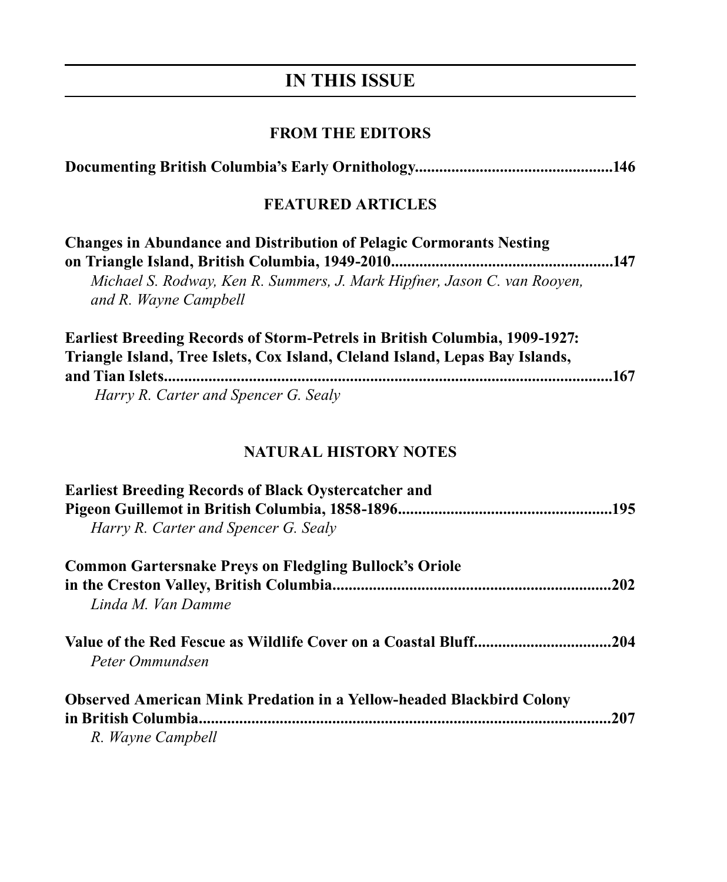# IN THIS ISSUE

## FROM THE EDITORS

**Documenting British Columbia's Early Ornithology.................................................146**

## FEATURED ARTICLES

**Changes in Abundance and Distribution of Pelagic Cormorants Nesting on Triangle Island, British Columbia, 1949-2010.......................................................147**
*Michael S. Rodway, Ken R. Summers, J. Mark Hipfner, Jason C. van Rooyen, and R. Wayne Campbell*

**Earliest Breeding Records of Storm-Petrels in British Columbia, 1909-1927: Triangle Island, Tree Islets, Cox Island, Cleland Island, Lepas Bay Islands, and Tian Islets..................................................................................................................167**
*Harry R. Carter and Spencer G. Sealy*

## NATURAL HISTORY NOTES

**Earliest Breeding Records of Black Oystercatcher and Pigeon Guillemot in British Columbia, 1858-1896.....................................................195**
*Harry R. Carter and Spencer G. Sealy*

**Common Gartersnake Preys on Fledgling Bullock's Oriole in the Creston Valley, British Columbia.....................................................................202**
*Linda M. Van Damme*

**Value of the Red Fescue as Wildlife Cover on a Coastal Bluff.................................204**
*Peter Ommundsen*

**Observed American Mink Predation in a Yellow-headed Blackbird Colony in British Columbia.......................................................................................................207**
*R. Wayne Campbell*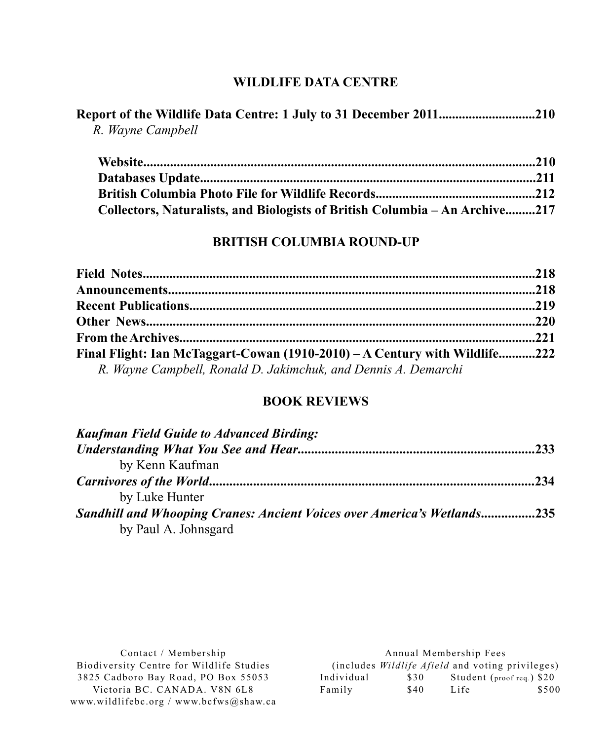## WILDLIFE DATA CENTRE

**Report of the Wildlife Data Centre: 1 July to 31 December 2011............................210**
*R. Wayne Campbell*

**Website.........................................................................................................210**
**Databases Update.....................................................................................................211**
**British Columbia Photo File for Wildlife Records...............................................212**
**Collectors, Naturalists, and Biologists of British Columbia – An Archive.........217**

## BRITISH COLUMBIA ROUND-UP

**Field Notes.........................................................................................................218**
**Announcements.....................................................................................................218**
**Recent Publications...............................................................................................219**
**Other News.........................................................................................................220**
**From the Archives..................................................................................................221**
**Final Flight: Ian McTaggart-Cowan (1910-2010) – A Century with Wildlife...........222**
*R. Wayne Campbell, Ronald D. Jakimchuk, and Dennis A. Demarchi*

## BOOK REVIEWS

***Kaufman Field Guide to Advanced Birding: Understanding What You See and Hear*......................................................................233**
by Kenn Kaufman

***Carnivores of the World*..................................................................................234**
by Luke Hunter

***Sandhill and Whooping Cranes: Ancient Voices over America's Wetlands*................235**
by Paul A. Johnsgard

Contact / Membership
Biodiversity Centre for Wildlife Studies
3825 Cadboro Bay Road, PO Box 55053
Victoria BC. CANADA. V8N 6L8
www.wildlifebc.org / www.bcfws@shaw.ca

Annual Membership Fees
(includes *Wildlife Afield* and voting privileges)

| | | | |
|---|---|---|---|
| Individual | $30 | Student (proof req.) | $20 |
| Family | $40 | Life | $500 |